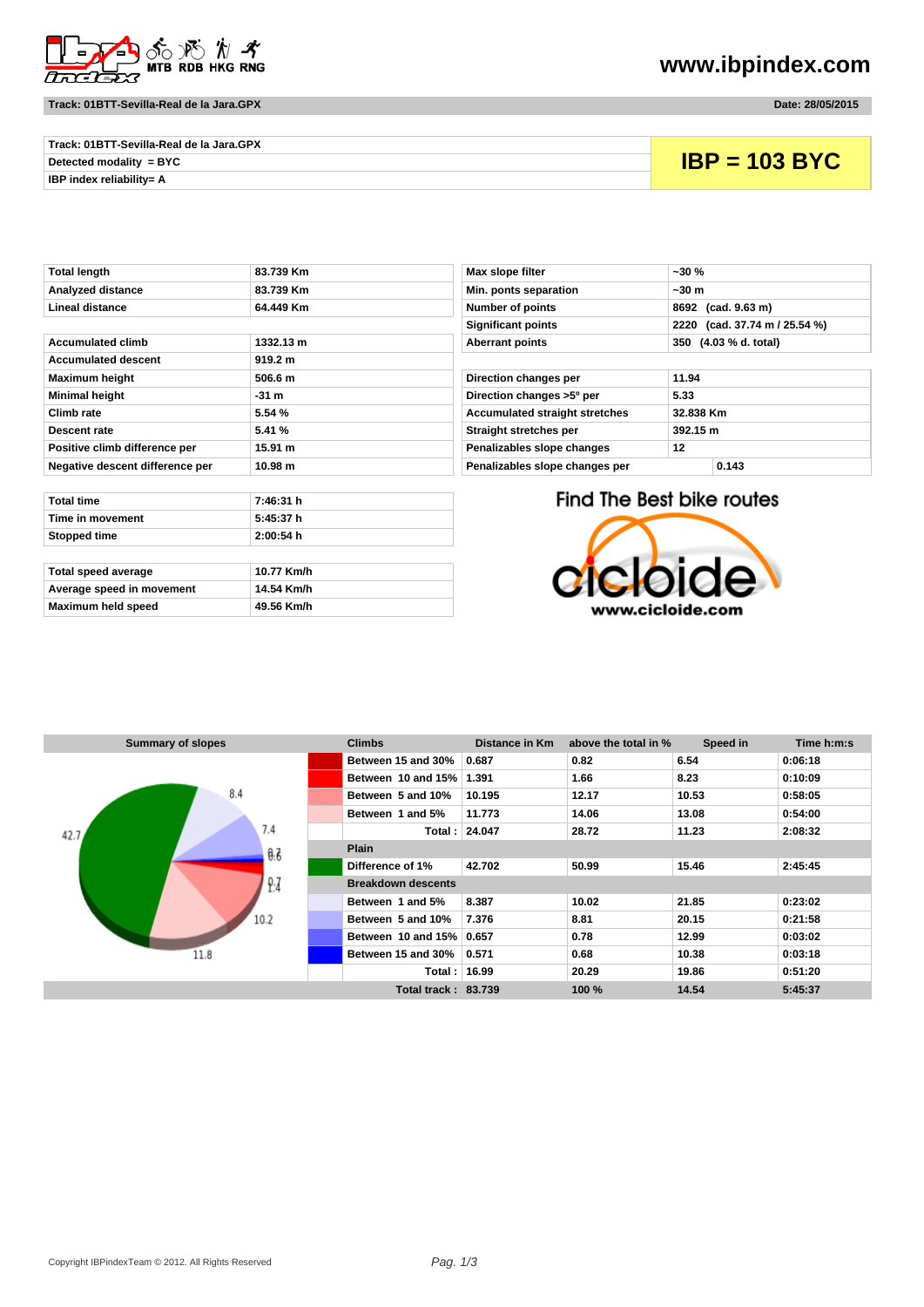www.ibpindex.com

Track: 01BTT-Sevilla-Real de la Jara.GPX — Date: 28/05/2015

| Track: 01BTT-Sevilla-Real de la Jara.GPX | **IBP = 103 BYC** |
|---|---|
| Detected modality = BYC | |
| IBP index reliability= A | |

| | |
|---|---|
| Total length | 83.739 Km |
| Analyzed distance | 83.739 Km |
| Lineal distance | 64.449 Km |
| Accumulated climb | 1332.13 m |
| Accumulated descent | 919.2 m |
| Maximum height | 506.6 m |
| Minimal height | -31 m |
| Climb rate | 5.54 % |
| Descent rate | 5.41 % |
| Positive climb difference per | 15.91 m |
| Negative descent difference per | 10.98 m |

| | |
|---|---|
| Max slope filter | ~30 % |
| Min. ponts separation | ~30 m |
| Number of points | 8692 (cad. 9.63 m) |
| Significant points | 2220 (cad. 37.74 m / 25.54 %) |
| Aberrant points | 350 (4.03 % d. total) |
| Direction changes per | 11.94 |
| Direction changes >5º per | 5.33 |
| Accumulated straight stretches | 32.838 Km |
| Straight stretches per | 392.15 m |
| Penalizables slope changes | 12 |
| Penalizables slope changes per | 0.143 |

| | |
|---|---|
| Total time | 7:46:31 h |
| Time in movement | 5:45:37 h |
| Stopped time | 2:00:54 h |
| Total speed average | 10.77 Km/h |
| Average speed in movement | 14.54 Km/h |
| Maximum held speed | 49.56 Km/h |

Find The Best bike routes — www.cicloide.com

**Summary of slopes**

| Climbs | Distance in Km | above the total in % | Speed in | Time h:m:s |
|---|---|---|---|---|
| Between 15 and 30% | 0.687 | 0.82 | 6.54 | 0:06:18 |
| Between 10 and 15% | 1.391 | 1.66 | 8.23 | 0:10:09 |
| Between 5 and 10% | 10.195 | 12.17 | 10.53 | 0:58:05 |
| Between 1 and 5% | 11.773 | 14.06 | 13.08 | 0:54:00 |
| Total : | 24.047 | 28.72 | 11.23 | 2:08:32 |
| **Plain** | | | | |
| Difference of 1% | 42.702 | 50.99 | 15.46 | 2:45:45 |
| **Breakdown descents** | | | | |
| Between 1 and 5% | 8.387 | 10.02 | 21.85 | 0:23:02 |
| Between 5 and 10% | 7.376 | 8.81 | 20.15 | 0:21:58 |
| Between 10 and 15% | 0.657 | 0.78 | 12.99 | 0:03:02 |
| Between 15 and 30% | 0.571 | 0.68 | 10.38 | 0:03:18 |
| Total : | 16.99 | 20.29 | 19.86 | 0:51:20 |
| Total track : | 83.739 | 100 % | 14.54 | 5:45:37 |

Copyright IBPindexTeam © 2012. All Rights Reserved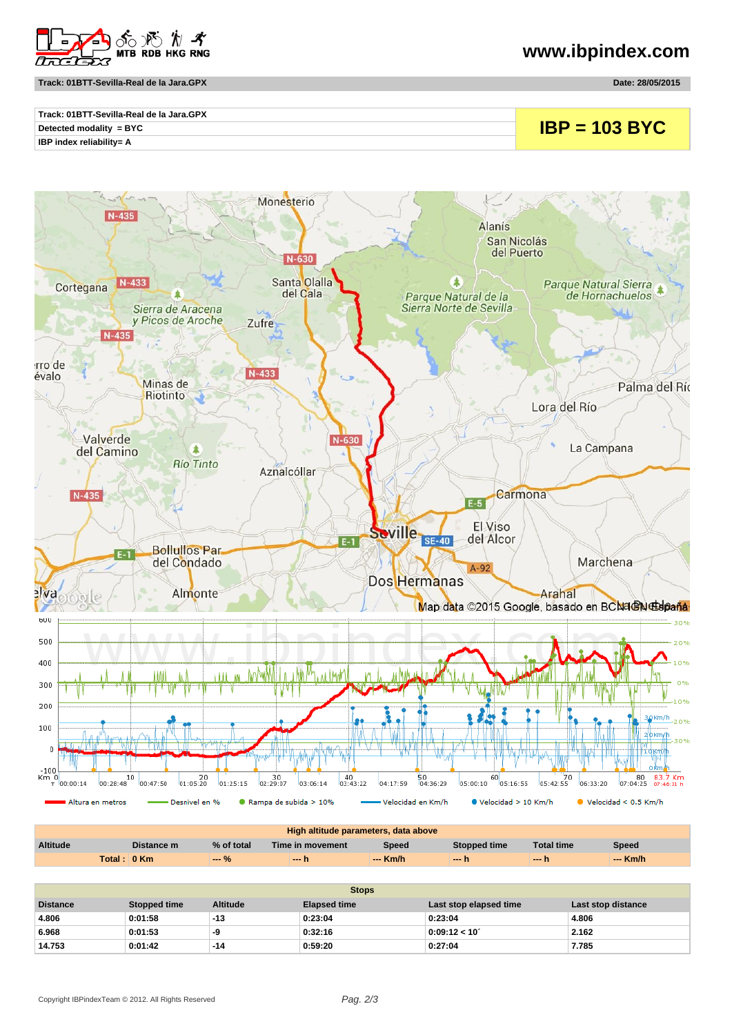www.ibpindex.com

**Track: 01BTT-Sevilla-Real de la Jara.GPX** — **Date: 28/05/2015**

| Track: 01BTT-Sevilla-Real de la Jara.GPX | **IBP = 103 BYC** |
|---|---|
| Detected modality = BYC | |
| IBP index reliability= A | |

Altura en metros — Desnivel en % — Rampa de subida > 10% — Velocidad en Km/h — Velocidad > 10 Km/h — Velocidad < 0.5 Km/h

| High altitude parameters, data above | | | | | | | |
|---|---|---|---|---|---|---|---|
| Altitude | Distance m | % of total | Time in movement | Speed | Stopped time | Total time | Speed |
| Total : | 0 Km | --- % | --- h | --- Km/h | --- h | --- h | --- Km/h |

| Stops | | | | | |
|---|---|---|---|---|---|
| Distance | Stopped time | Altitude | Elapsed time | Last stop elapsed time | Last stop distance |
| 4.806 | 0:01:58 | -13 | 0:23:04 | 0:23:04 | 4.806 |
| 6.968 | 0:01:53 | -9 | 0:32:16 | 0:09:12 < 10´ | 2.162 |
| 14.753 | 0:01:42 | -14 | 0:59:20 | 0:27:04 | 7.785 |

Copyright IBPindexTeam © 2012. All Rights Reserved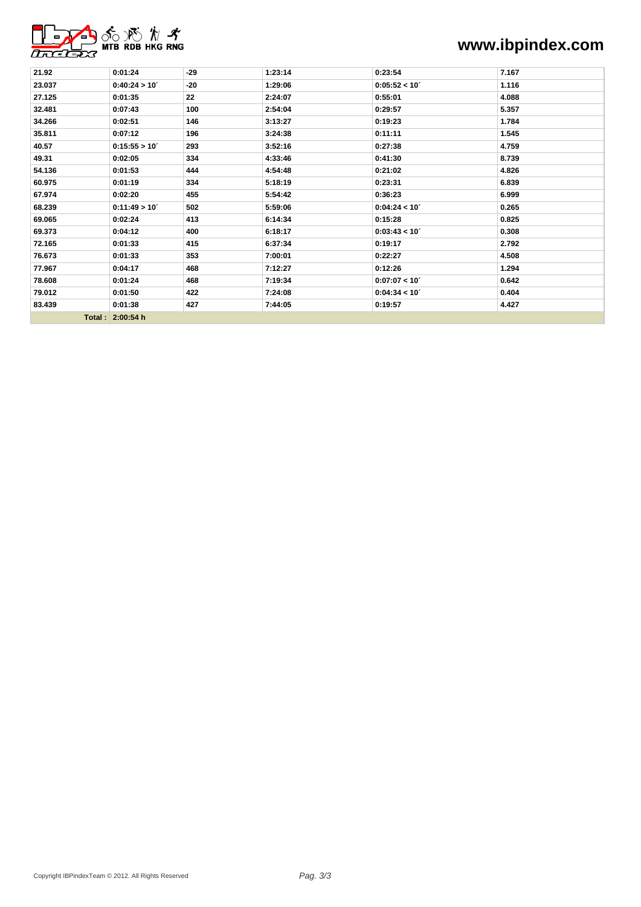| | | | | | |
|---|---|---|---|---|---|
| 21.92 | 0:01:24 | -29 | 1:23:14 | 0:23:54 | 7.167 |
| 23.037 | 0:40:24 > 10´ | -20 | 1:29:06 | 0:05:52 < 10´ | 1.116 |
| 27.125 | 0:01:35 | 22 | 2:24:07 | 0:55:01 | 4.088 |
| 32.481 | 0:07:43 | 100 | 2:54:04 | 0:29:57 | 5.357 |
| 34.266 | 0:02:51 | 146 | 3:13:27 | 0:19:23 | 1.784 |
| 35.811 | 0:07:12 | 196 | 3:24:38 | 0:11:11 | 1.545 |
| 40.57 | 0:15:55 > 10´ | 293 | 3:52:16 | 0:27:38 | 4.759 |
| 49.31 | 0:02:05 | 334 | 4:33:46 | 0:41:30 | 8.739 |
| 54.136 | 0:01:53 | 444 | 4:54:48 | 0:21:02 | 4.826 |
| 60.975 | 0:01:19 | 334 | 5:18:19 | 0:23:31 | 6.839 |
| 67.974 | 0:02:20 | 455 | 5:54:42 | 0:36:23 | 6.999 |
| 68.239 | 0:11:49 > 10´ | 502 | 5:59:06 | 0:04:24 < 10´ | 0.265 |
| 69.065 | 0:02:24 | 413 | 6:14:34 | 0:15:28 | 0.825 |
| 69.373 | 0:04:12 | 400 | 6:18:17 | 0:03:43 < 10´ | 0.308 |
| 72.165 | 0:01:33 | 415 | 6:37:34 | 0:19:17 | 2.792 |
| 76.673 | 0:01:33 | 353 | 7:00:01 | 0:22:27 | 4.508 |
| 77.967 | 0:04:17 | 468 | 7:12:27 | 0:12:26 | 1.294 |
| 78.608 | 0:01:24 | 468 | 7:19:34 | 0:07:07 < 10´ | 0.642 |
| 79.012 | 0:01:50 | 422 | 7:24:08 | 0:04:34 < 10´ | 0.404 |
| 83.439 | 0:01:38 | 427 | 7:44:05 | 0:19:57 | 4.427 |
| Total : | 2:00:54 h | | | | |